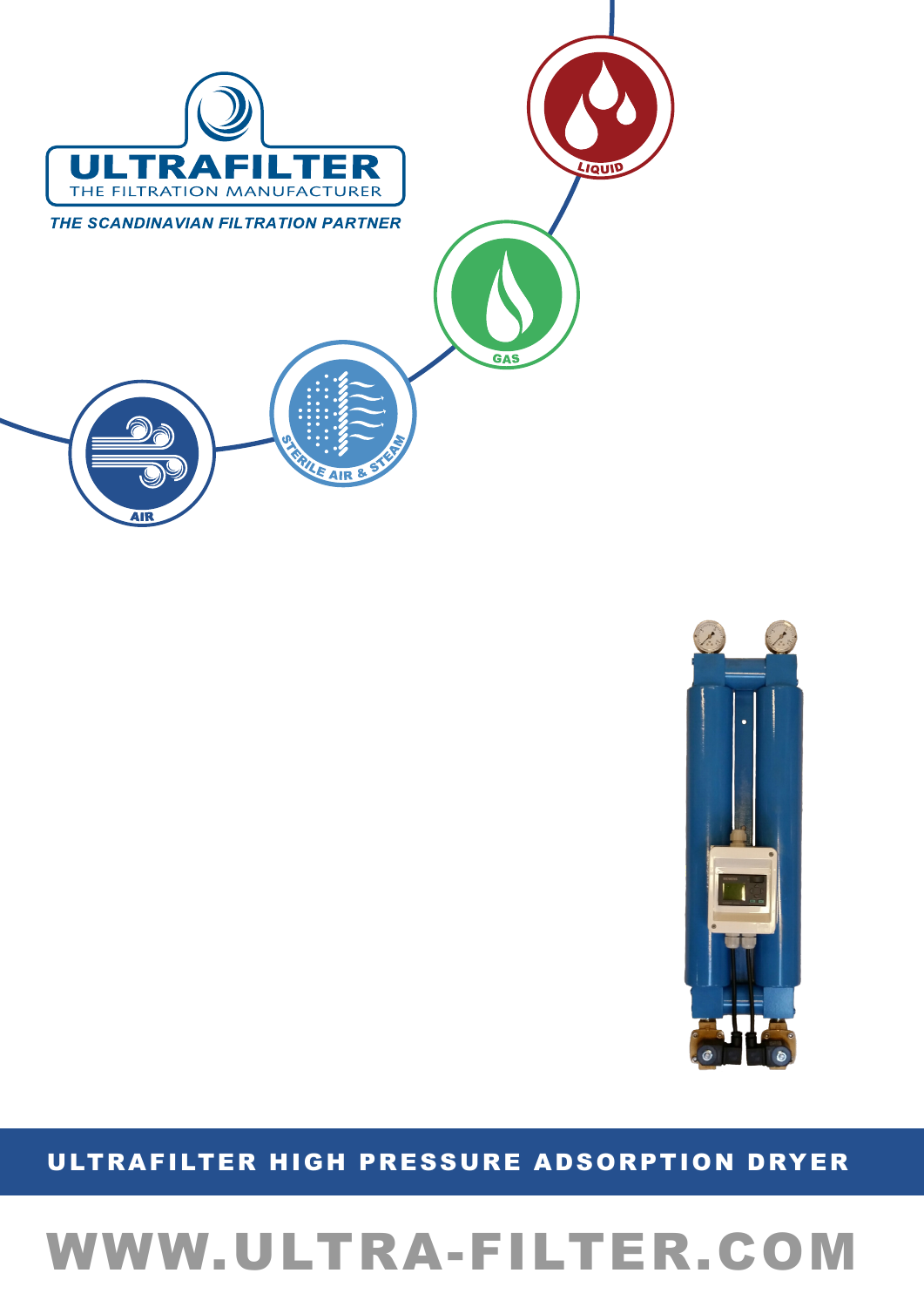# ULTRAFILTER

THE FILTRATION MANUFACTURER

*THE SCANDINAVIAN FILTRATION PARTNER*

LIQUID

GAS

STERILE AIR & STEAM

AIR

## ULTRAFILTER HIGH PRESSURE ADSORPTION DRYER

**WWW.ULTRA-FILTER.COM**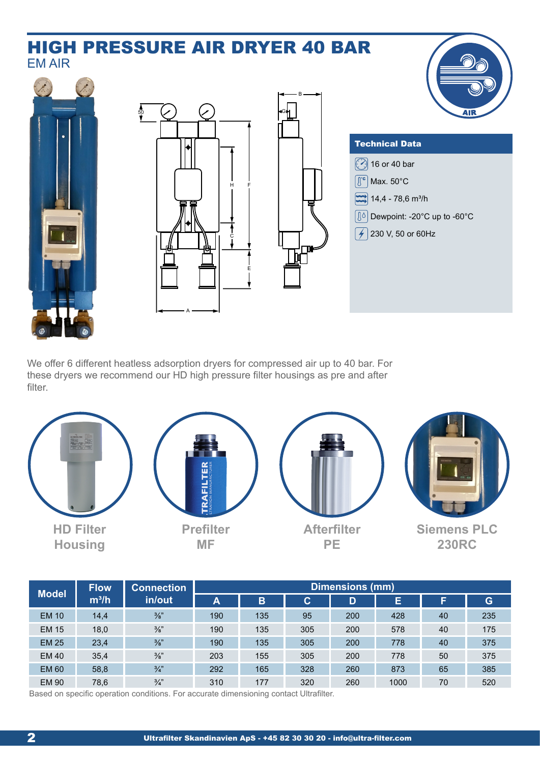# HIGH PRESSURE AIR DRYER 40 BAR

EM AIR

## Technical Data

- 16 or 40 bar
- Max. 50°C
- 14,4 - 78,6 m³/h
- Dewpoint: -20°C up to -60°C
- 230 V, 50 or 60Hz

We offer 6 different heatless adsorption dryers for compressed air up to 40 bar. For these dryers we recommend our HD high pressure filter housings as pre and after filter.

**HD Filter Housing**

**Prefilter MF**

**Afterfilter PE**

**Siemens PLC 230RC**

| Model | Flow m³/h | Connection in/out | Dimensions (mm) | | | | | | |
|---|---|---|---|---|---|---|---|---|---|
| | | | A | B | C | D | E | F | G |
| EM 10 | 14,4 | ⅜" | 190 | 135 | 95 | 200 | 428 | 40 | 235 |
| EM 15 | 18,0 | ⅜" | 190 | 135 | 305 | 200 | 578 | 40 | 175 |
| EM 25 | 23,4 | ⅜" | 190 | 135 | 305 | 200 | 778 | 40 | 375 |
| EM 40 | 35,4 | ⅜" | 203 | 155 | 305 | 200 | 778 | 50 | 375 |
| EM 60 | 58,8 | ¾" | 292 | 165 | 328 | 260 | 873 | 65 | 385 |
| EM 90 | 78,6 | ¾" | 310 | 177 | 320 | 260 | 1000 | 70 | 520 |

Based on specific operation conditions. For accurate dimensioning contact Ultrafilter.

Ultrafilter Skandinavien ApS - +45 82 30 30 20 - info@ultra-filter.com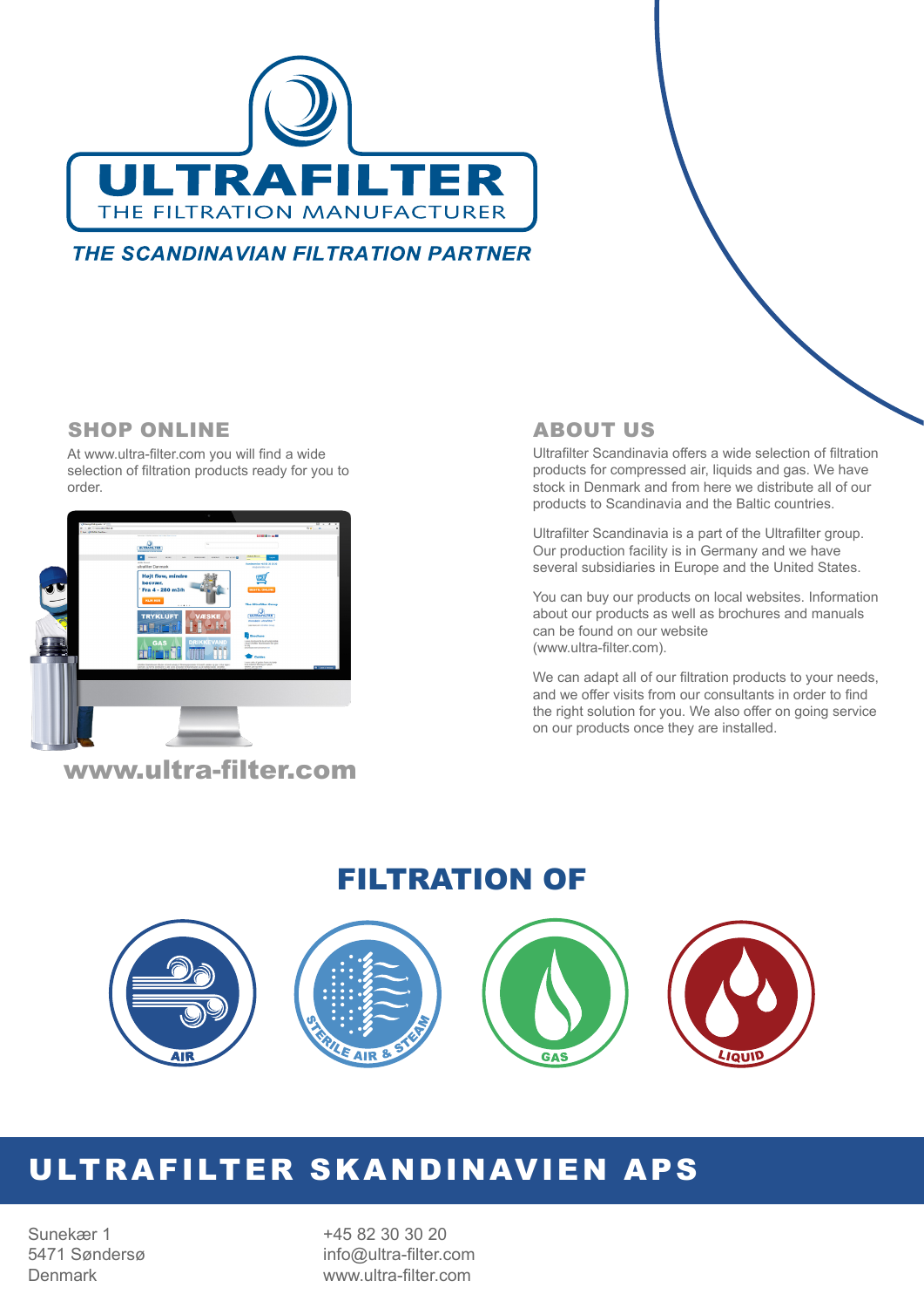# ULTRAFILTER

THE FILTRATION MANUFACTURER

*THE SCANDINAVIAN FILTRATION PARTNER*

## SHOP ONLINE

At www.ultra-filter.com you will find a wide selection of filtration products ready for you to order.

**www.ultra-filter.com**

## ABOUT US

Ultrafilter Scandinavia offers a wide selection of filtration products for compressed air, liquids and gas. We have stock in Denmark and from here we distribute all of our products to Scandinavia and the Baltic countries.

Ultrafilter Scandinavia is a part of the Ultrafilter group. Our production facility is in Germany and we have several subsidiaries in Europe and the United States.

You can buy our products on local websites. Information about our products as well as brochures and manuals can be found on our website (www.ultra-filter.com).

We can adapt all of our filtration products to your needs, and we offer visits from our consultants in order to find the right solution for you. We also offer on going service on our products once they are installed.

## FILTRATION OF

AIR

STERILE AIR & STEAM

GAS

LIQUID

## ULTRAFILTER SKANDINAVIEN APS

Sunekær 1
5471 Søndersø
Denmark

+45 82 30 30 20
info@ultra-filter.com
www.ultra-filter.com